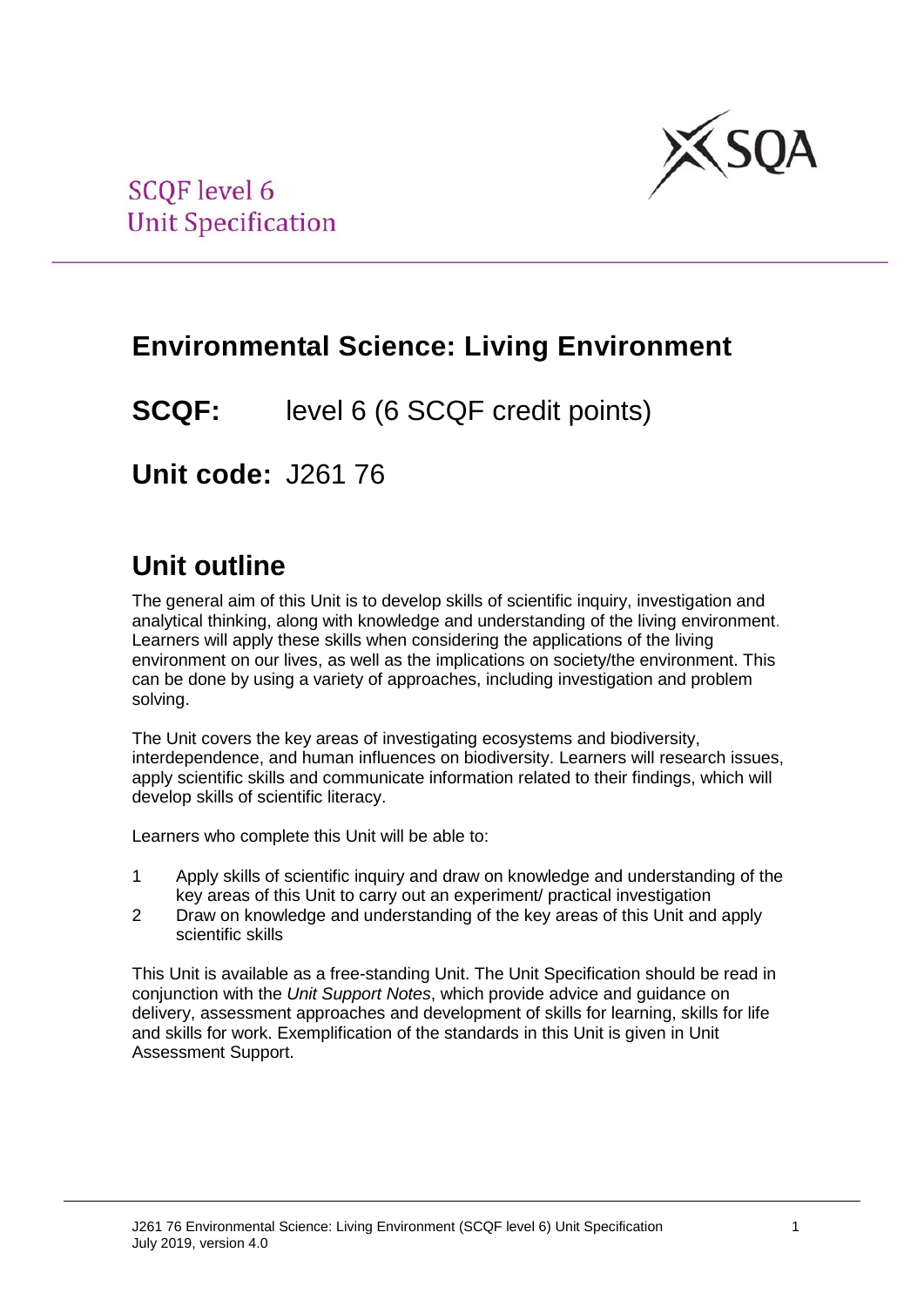SCQF level 6
Unit Specification

# Environmental Science: Living Environment

**SCQF:** level 6 (6 SCQF credit points)

**Unit code:** J261 76

## Unit outline

The general aim of this Unit is to develop skills of scientific inquiry, investigation and analytical thinking, along with knowledge and understanding of the living environment. Learners will apply these skills when considering the applications of the living environment on our lives, as well as the implications on society/the environment. This can be done by using a variety of approaches, including investigation and problem solving.

The Unit covers the key areas of investigating ecosystems and biodiversity, interdependence, and human influences on biodiversity. Learners will research issues, apply scientific skills and communicate information related to their findings, which will develop skills of scientific literacy.

Learners who complete this Unit will be able to:

1. Apply skills of scientific inquiry and draw on knowledge and understanding of the key areas of this Unit to carry out an experiment/ practical investigation
2. Draw on knowledge and understanding of the key areas of this Unit and apply scientific skills

This Unit is available as a free-standing Unit. The Unit Specification should be read in conjunction with the *Unit Support Notes*, which provide advice and guidance on delivery, assessment approaches and development of skills for learning, skills for life and skills for work. Exemplification of the standards in this Unit is given in Unit Assessment Support.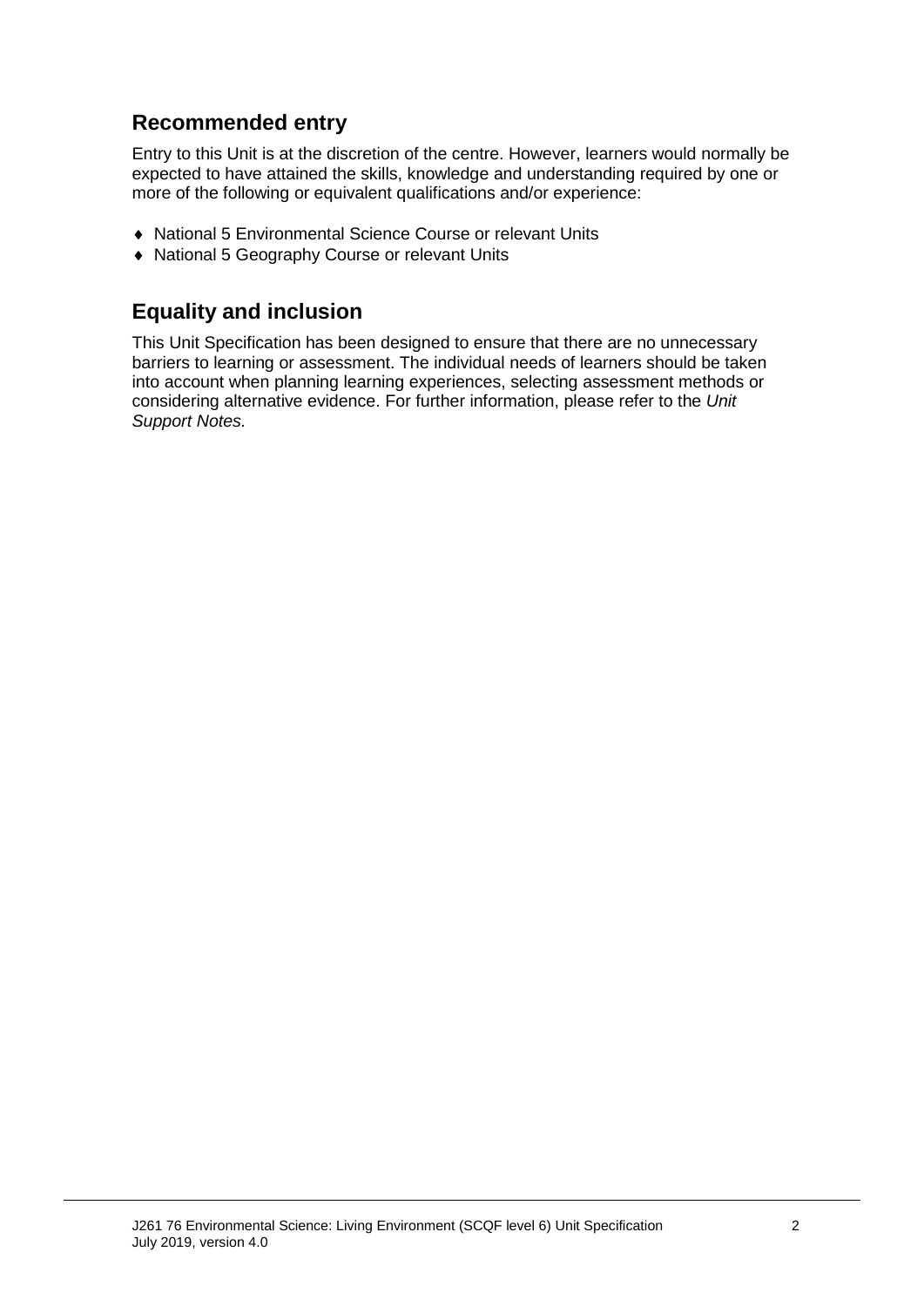## Recommended entry

Entry to this Unit is at the discretion of the centre. However, learners would normally be expected to have attained the skills, knowledge and understanding required by one or more of the following or equivalent qualifications and/or experience:

- National 5 Environmental Science Course or relevant Units
- National 5 Geography Course or relevant Units

## Equality and inclusion

This Unit Specification has been designed to ensure that there are no unnecessary barriers to learning or assessment. The individual needs of learners should be taken into account when planning learning experiences, selecting assessment methods or considering alternative evidence. For further information, please refer to the *Unit Support Notes.*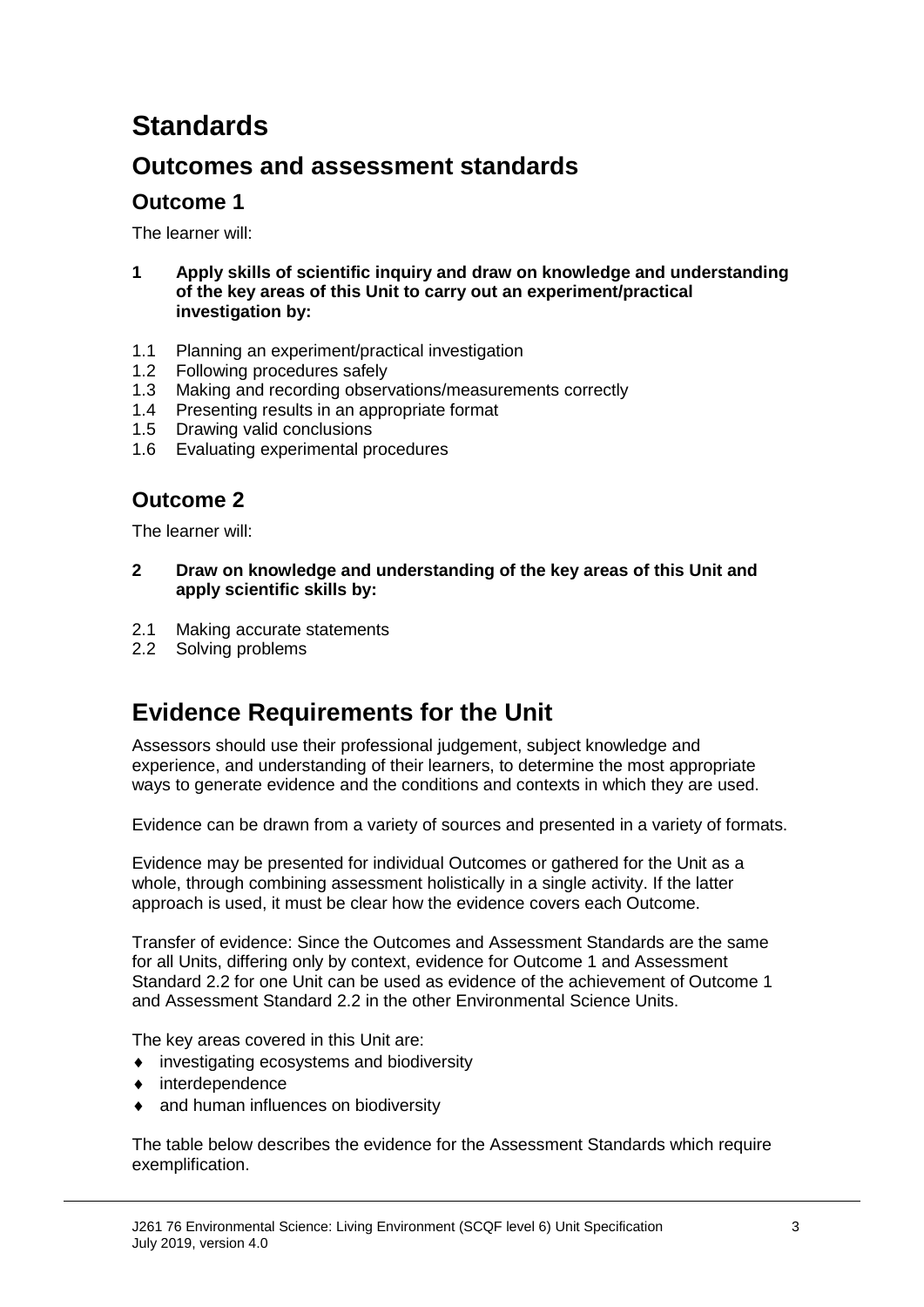# Standards

## Outcomes and assessment standards

### Outcome 1

The learner will:

**1 Apply skills of scientific inquiry and draw on knowledge and understanding of the key areas of this Unit to carry out an experiment/practical investigation by:**

1.1 Planning an experiment/practical investigation
1.2 Following procedures safely
1.3 Making and recording observations/measurements correctly
1.4 Presenting results in an appropriate format
1.5 Drawing valid conclusions
1.6 Evaluating experimental procedures

### Outcome 2

The learner will:

**2 Draw on knowledge and understanding of the key areas of this Unit and apply scientific skills by:**

2.1 Making accurate statements
2.2 Solving problems

# Evidence Requirements for the Unit

Assessors should use their professional judgement, subject knowledge and experience, and understanding of their learners, to determine the most appropriate ways to generate evidence and the conditions and contexts in which they are used.

Evidence can be drawn from a variety of sources and presented in a variety of formats.

Evidence may be presented for individual Outcomes or gathered for the Unit as a whole, through combining assessment holistically in a single activity. If the latter approach is used, it must be clear how the evidence covers each Outcome.

Transfer of evidence: Since the Outcomes and Assessment Standards are the same for all Units, differing only by context, evidence for Outcome 1 and Assessment Standard 2.2 for one Unit can be used as evidence of the achievement of Outcome 1 and Assessment Standard 2.2 in the other Environmental Science Units.

The key areas covered in this Unit are:

- investigating ecosystems and biodiversity
- interdependence
- and human influences on biodiversity

The table below describes the evidence for the Assessment Standards which require exemplification.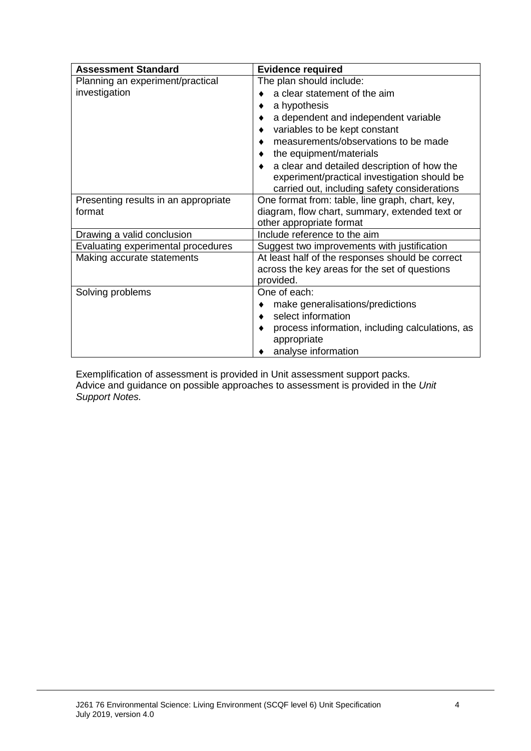| Assessment Standard | Evidence required |
| --- | --- |
| Planning an experiment/practical investigation | The plan should include:<br>♦ a clear statement of the aim<br>♦ a hypothesis<br>♦ a dependent and independent variable<br>♦ variables to be kept constant<br>♦ measurements/observations to be made<br>♦ the equipment/materials<br>♦ a clear and detailed description of how the experiment/practical investigation should be carried out, including safety considerations |
| Presenting results in an appropriate format | One format from: table, line graph, chart, key, diagram, flow chart, summary, extended text or other appropriate format |
| Drawing a valid conclusion | Include reference to the aim |
| Evaluating experimental procedures | Suggest two improvements with justification |
| Making accurate statements | At least half of the responses should be correct across the key areas for the set of questions provided. |
| Solving problems | One of each:<br>♦ make generalisations/predictions<br>♦ select information<br>♦ process information, including calculations, as appropriate<br>♦ analyse information |

Exemplification of assessment is provided in Unit assessment support packs.
Advice and guidance on possible approaches to assessment is provided in the *Unit Support Notes.*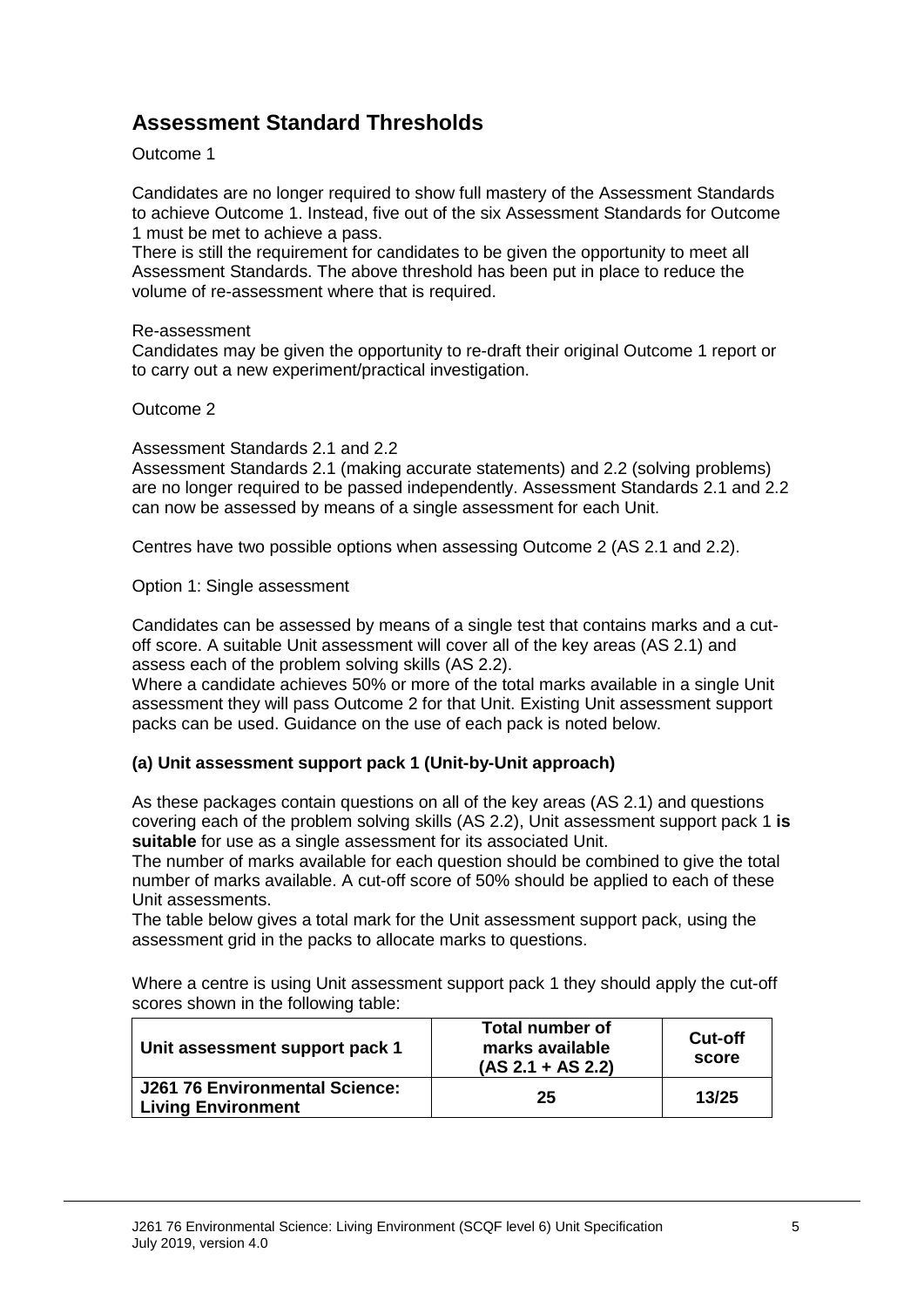## Assessment Standard Thresholds

Outcome 1

Candidates are no longer required to show full mastery of the Assessment Standards to achieve Outcome 1. Instead, five out of the six Assessment Standards for Outcome 1 must be met to achieve a pass.

There is still the requirement for candidates to be given the opportunity to meet all Assessment Standards. The above threshold has been put in place to reduce the volume of re-assessment where that is required.

Re-assessment

Candidates may be given the opportunity to re-draft their original Outcome 1 report or to carry out a new experiment/practical investigation.

Outcome 2

Assessment Standards 2.1 and 2.2

Assessment Standards 2.1 (making accurate statements) and 2.2 (solving problems) are no longer required to be passed independently. Assessment Standards 2.1 and 2.2 can now be assessed by means of a single assessment for each Unit.

Centres have two possible options when assessing Outcome 2 (AS 2.1 and 2.2).

Option 1: Single assessment

Candidates can be assessed by means of a single test that contains marks and a cut-off score. A suitable Unit assessment will cover all of the key areas (AS 2.1) and assess each of the problem solving skills (AS 2.2).

Where a candidate achieves 50% or more of the total marks available in a single Unit assessment they will pass Outcome 2 for that Unit. Existing Unit assessment support packs can be used. Guidance on the use of each pack is noted below.

**(a) Unit assessment support pack 1 (Unit-by-Unit approach)**

As these packages contain questions on all of the key areas (AS 2.1) and questions covering each of the problem solving skills (AS 2.2), Unit assessment support pack 1 **is suitable** for use as a single assessment for its associated Unit.

The number of marks available for each question should be combined to give the total number of marks available. A cut-off score of 50% should be applied to each of these Unit assessments.

The table below gives a total mark for the Unit assessment support pack, using the assessment grid in the packs to allocate marks to questions.

Where a centre is using Unit assessment support pack 1 they should apply the cut-off scores shown in the following table:

| Unit assessment support pack 1 | Total number of marks available (AS 2.1 + AS 2.2) | Cut-off score |
|---|---|---|
| **J261 76 Environmental Science: Living Environment** | **25** | **13/25** |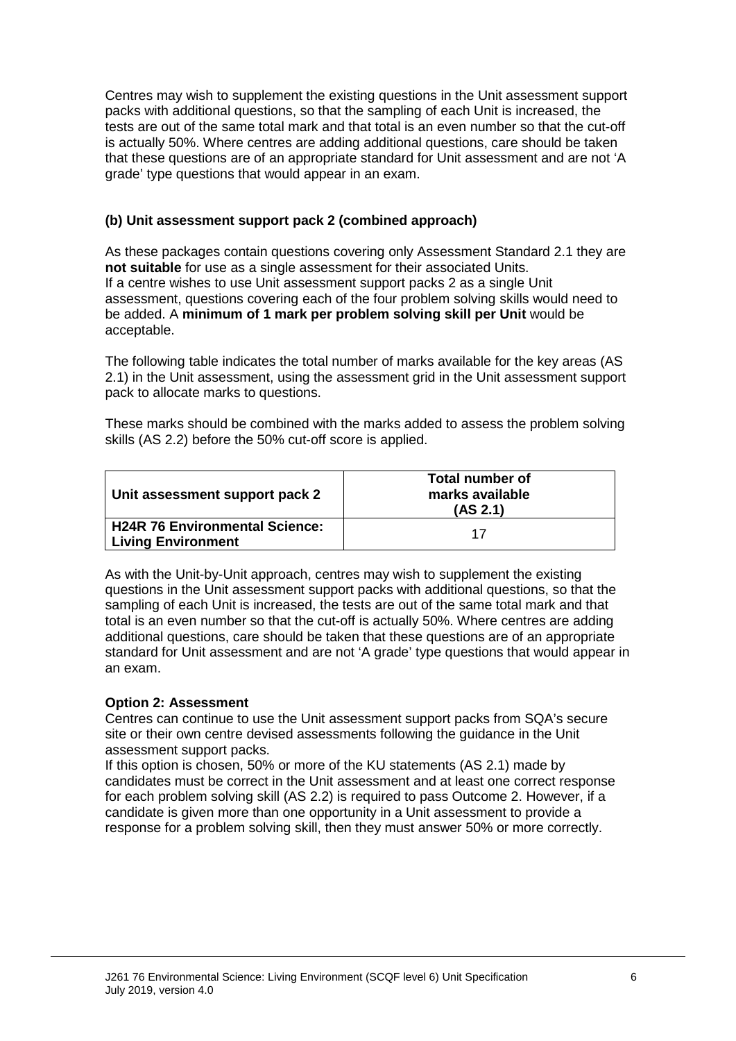Centres may wish to supplement the existing questions in the Unit assessment support packs with additional questions, so that the sampling of each Unit is increased, the tests are out of the same total mark and that total is an even number so that the cut-off is actually 50%. Where centres are adding additional questions, care should be taken that these questions are of an appropriate standard for Unit assessment and are not 'A grade' type questions that would appear in an exam.

**(b) Unit assessment support pack 2 (combined approach)**

As these packages contain questions covering only Assessment Standard 2.1 they are **not suitable** for use as a single assessment for their associated Units.
If a centre wishes to use Unit assessment support packs 2 as a single Unit assessment, questions covering each of the four problem solving skills would need to be added. A **minimum of 1 mark per problem solving skill per Unit** would be acceptable.

The following table indicates the total number of marks available for the key areas (AS 2.1) in the Unit assessment, using the assessment grid in the Unit assessment support pack to allocate marks to questions.

These marks should be combined with the marks added to assess the problem solving skills (AS 2.2) before the 50% cut-off score is applied.

| Unit assessment support pack 2 | Total number of marks available (AS 2.1) |
|---|---|
| **H24R 76 Environmental Science: Living Environment** | 17 |

As with the Unit-by-Unit approach, centres may wish to supplement the existing questions in the Unit assessment support packs with additional questions, so that the sampling of each Unit is increased, the tests are out of the same total mark and that total is an even number so that the cut-off is actually 50%. Where centres are adding additional questions, care should be taken that these questions are of an appropriate standard for Unit assessment and are not 'A grade' type questions that would appear in an exam.

**Option 2: Assessment**

Centres can continue to use the Unit assessment support packs from SQA's secure site or their own centre devised assessments following the guidance in the Unit assessment support packs.
If this option is chosen, 50% or more of the KU statements (AS 2.1) made by candidates must be correct in the Unit assessment and at least one correct response for each problem solving skill (AS 2.2) is required to pass Outcome 2. However, if a candidate is given more than one opportunity in a Unit assessment to provide a response for a problem solving skill, then they must answer 50% or more correctly.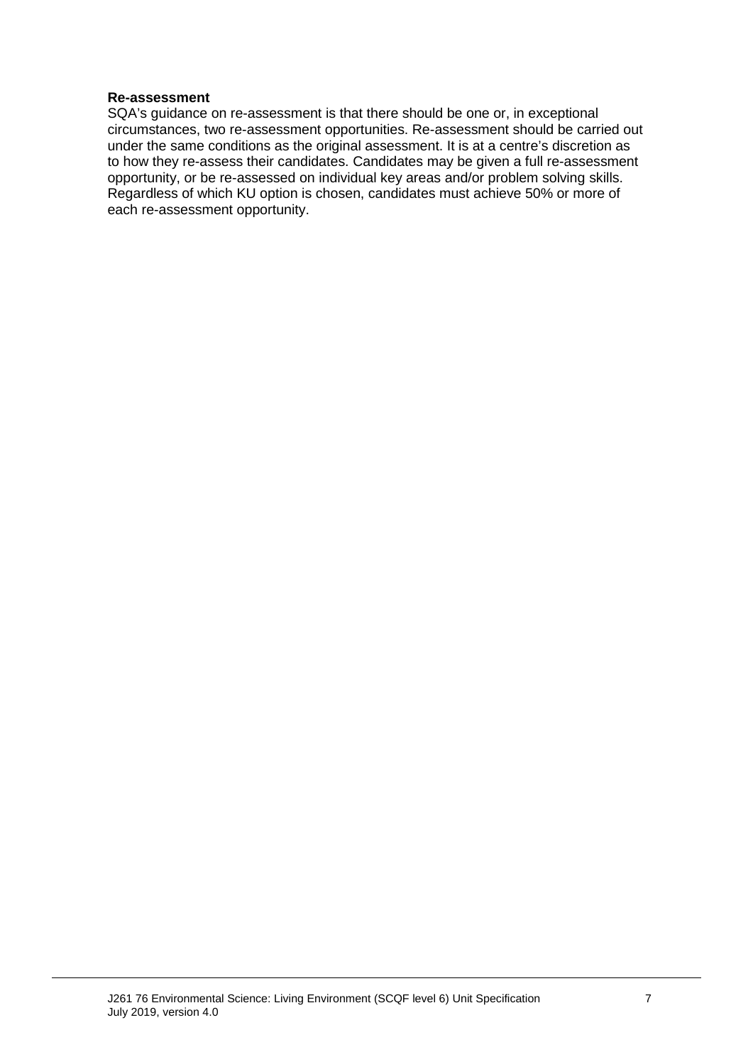**Re-assessment**

SQA's guidance on re-assessment is that there should be one or, in exceptional circumstances, two re-assessment opportunities. Re-assessment should be carried out under the same conditions as the original assessment. It is at a centre's discretion as to how they re-assess their candidates. Candidates may be given a full re-assessment opportunity, or be re-assessed on individual key areas and/or problem solving skills. Regardless of which KU option is chosen, candidates must achieve 50% or more of each re-assessment opportunity.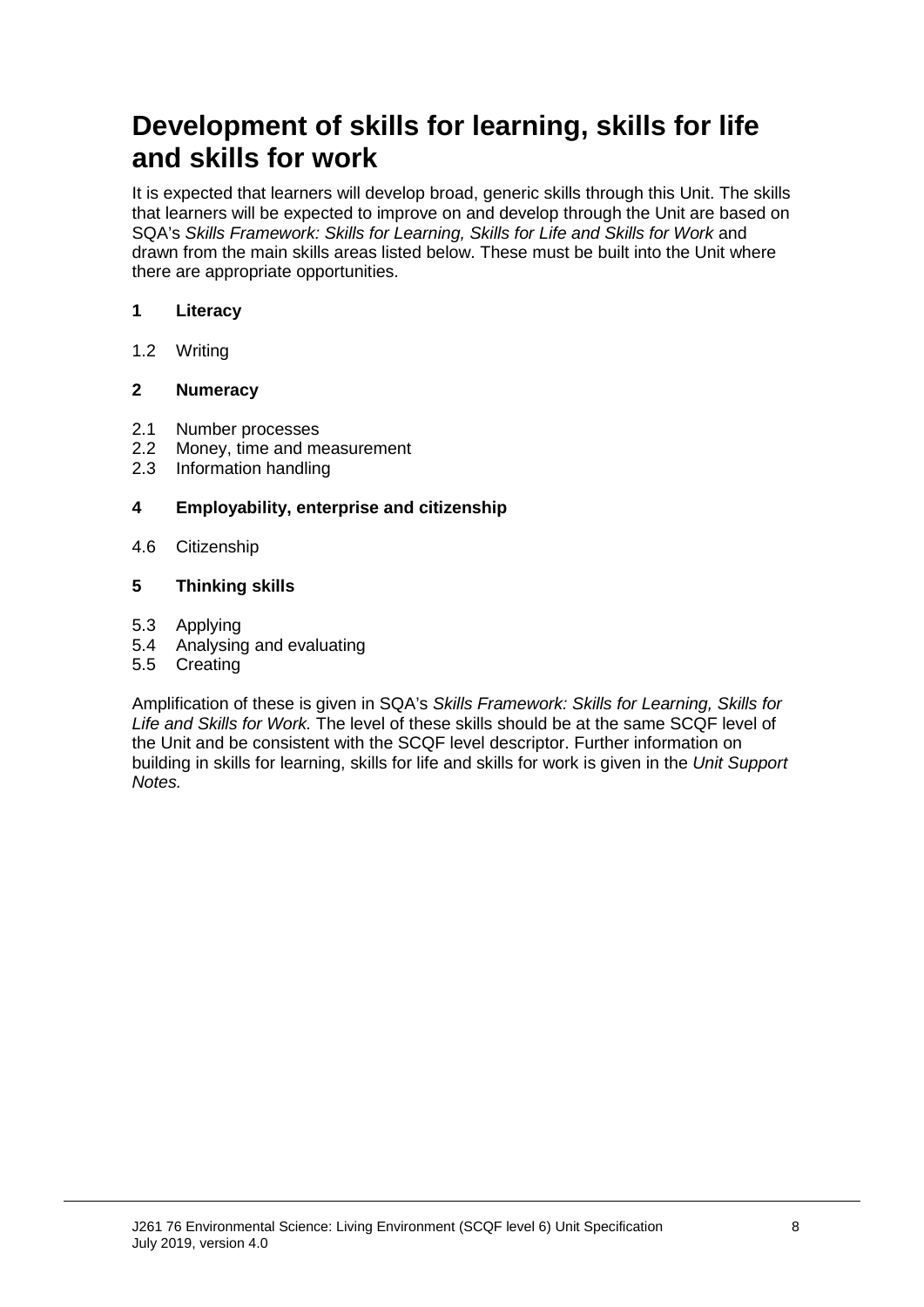# Development of skills for learning, skills for life and skills for work

It is expected that learners will develop broad, generic skills through this Unit. The skills that learners will be expected to improve on and develop through the Unit are based on SQA's *Skills Framework: Skills for Learning, Skills for Life and Skills for Work* and drawn from the main skills areas listed below. These must be built into the Unit where there are appropriate opportunities.

**1 Literacy**

1.2 Writing

**2 Numeracy**

2.1 Number processes
2.2 Money, time and measurement
2.3 Information handling

**4 Employability, enterprise and citizenship**

4.6 Citizenship

**5 Thinking skills**

5.3 Applying
5.4 Analysing and evaluating
5.5 Creating

Amplification of these is given in SQA's *Skills Framework: Skills for Learning, Skills for Life and Skills for Work.* The level of these skills should be at the same SCQF level of the Unit and be consistent with the SCQF level descriptor. Further information on building in skills for learning, skills for life and skills for work is given in the *Unit Support Notes.*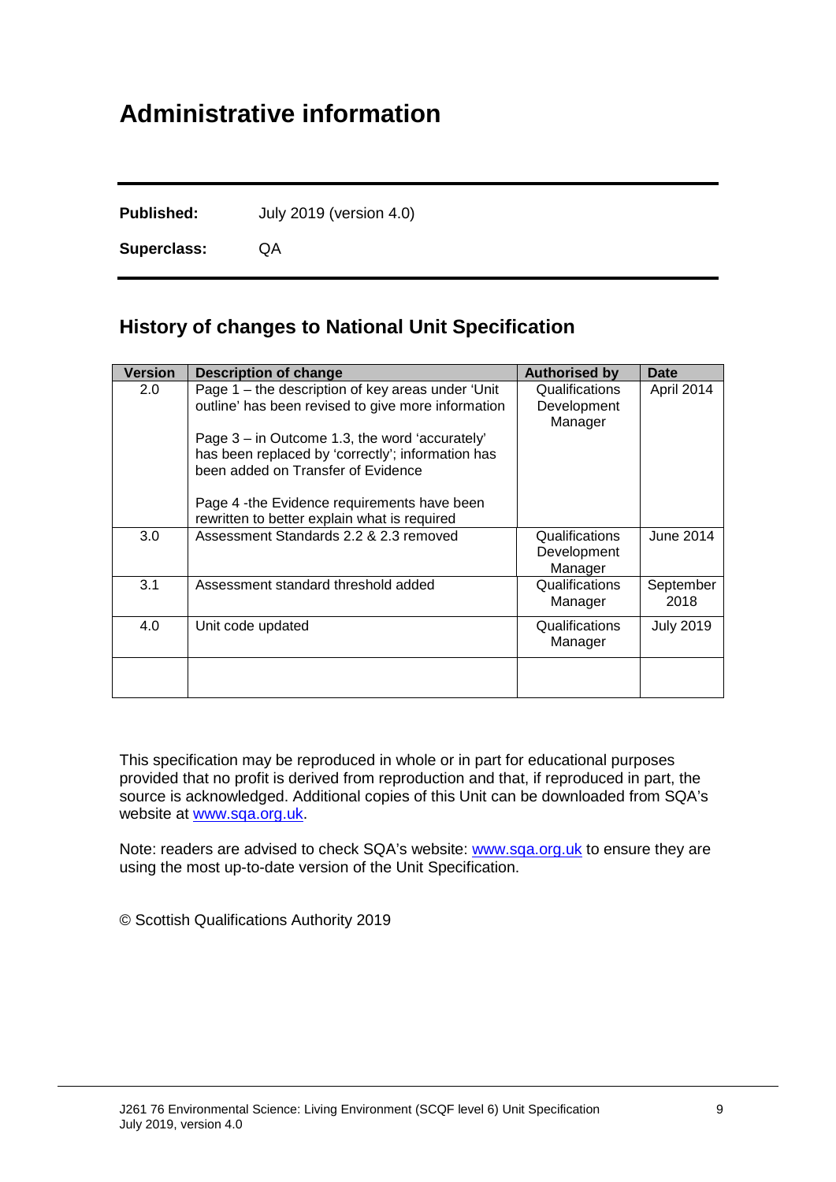# Administrative information

**Published:** July 2019 (version 4.0)

**Superclass:** QA

## History of changes to National Unit Specification

| Version | Description of change | Authorised by | Date |
|---|---|---|---|
| 2.0 | Page 1 – the description of key areas under 'Unit outline' has been revised to give more information<br><br>Page 3 – in Outcome 1.3, the word 'accurately' has been replaced by 'correctly'; information has been added on Transfer of Evidence<br><br>Page 4 -the Evidence requirements have been rewritten to better explain what is required | Qualifications Development Manager | April 2014 |
| 3.0 | Assessment Standards 2.2 & 2.3 removed | Qualifications Development Manager | June 2014 |
| 3.1 | Assessment standard threshold added | Qualifications Manager | September 2018 |
| 4.0 | Unit code updated | Qualifications Manager | July 2019 |
| | | | |

This specification may be reproduced in whole or in part for educational purposes provided that no profit is derived from reproduction and that, if reproduced in part, the source is acknowledged. Additional copies of this Unit can be downloaded from SQA's website at www.sqa.org.uk.

Note: readers are advised to check SQA's website: www.sqa.org.uk to ensure they are using the most up-to-date version of the Unit Specification.

© Scottish Qualifications Authority 2019